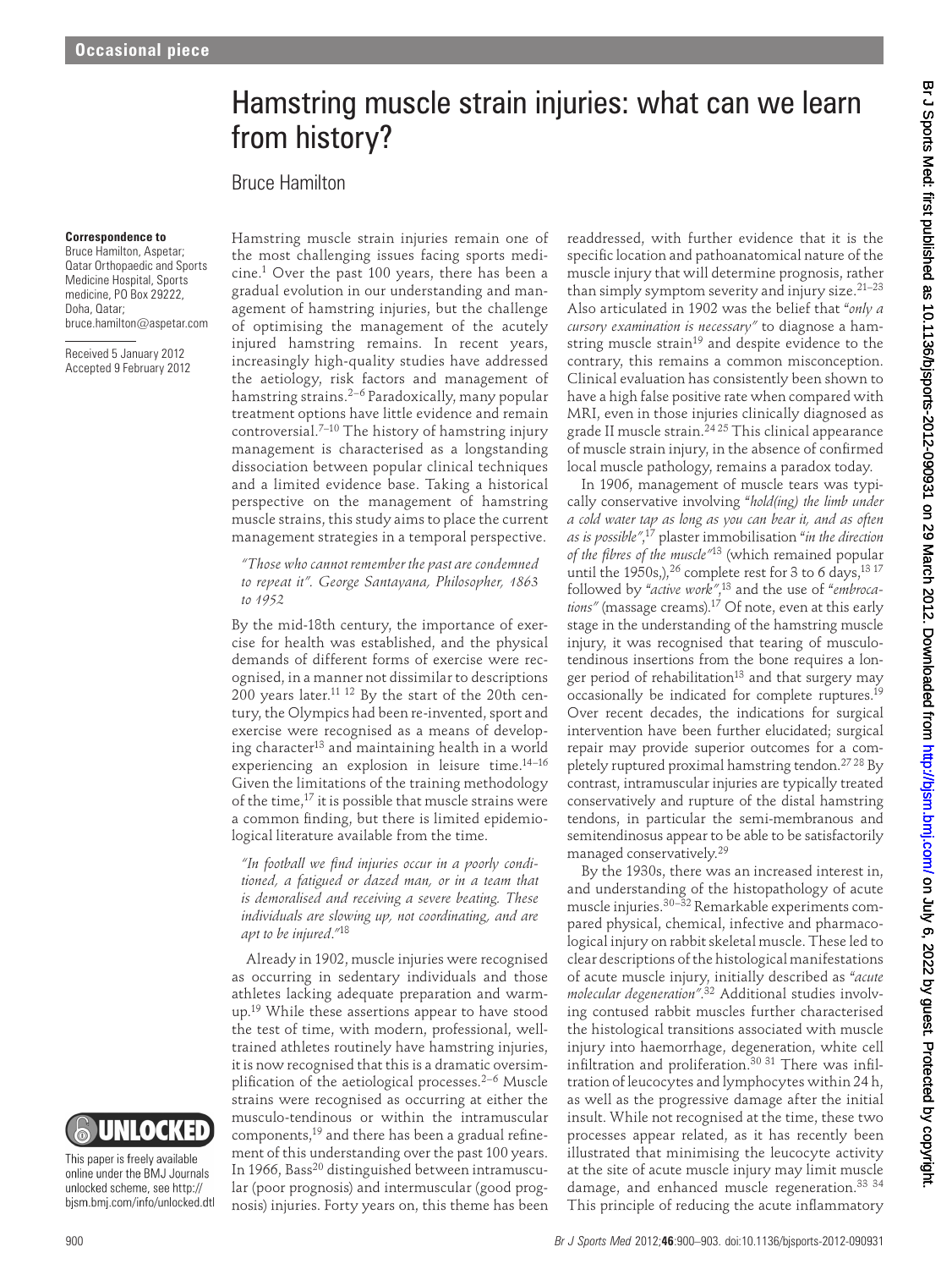Occasional piece

# Hamstring muscle strain injuries: what can we learn from history?

Bruce Hamilton

**Correspondence to**
Bruce Hamilton, Aspetar; Qatar Orthopaedic and Sports Medicine Hospital, Sports medicine, PO Box 29222, Doha, Qatar; bruce.hamilton@aspetar.com

Received 5 January 2012
Accepted 9 February 2012

Hamstring muscle strain injuries remain one of the most challenging issues facing sports medicine.[1] Over the past 100 years, there has been a gradual evolution in our understanding and management of hamstring injuries, but the challenge of optimising the management of the acutely injured hamstring remains. In recent years, increasingly high-quality studies have addressed the aetiology, risk factors and management of hamstring strains.[2–6] Paradoxically, many popular treatment options have little evidence and remain controversial.[7–10] The history of hamstring injury management is characterised as a longstanding dissociation between popular clinical techniques and a limited evidence base. Taking a historical perspective on the management of hamstring muscle strains, this study aims to place the current management strategies in a temporal perspective.

*"Those who cannot remember the past are condemned to repeat it". George Santayana, Philosopher, 1863 to 1952*

By the mid-18th century, the importance of exercise for health was established, and the physical demands of different forms of exercise were recognised, in a manner not dissimilar to descriptions 200 years later.[11 12] By the start of the 20th century, the Olympics had been re-invented, sport and exercise were recognised as a means of developing character[13] and maintaining health in a world experiencing an explosion in leisure time.[14–16] Given the limitations of the training methodology of the time,[17] it is possible that muscle strains were a common finding, but there is limited epidemiological literature available from the time.

*"In football we find injuries occur in a poorly conditioned, a fatigued or dazed man, or in a team that is demoralised and receiving a severe beating. These individuals are slowing up, not coordinating, and are apt to be injured."*[18]

Already in 1902, muscle injuries were recognised as occurring in sedentary individuals and those athletes lacking adequate preparation and warm-up.[19] While these assertions appear to have stood the test of time, with modern, professional, well-trained athletes routinely have hamstring injuries, it is now recognised that this is a dramatic oversimplification of the aetiological processes.[2–6] Muscle strains were recognised as occurring at either the musculo-tendinous or within the intramuscular components,[19] and there has been a gradual refinement of this understanding over the past 100 years. In 1966, Bass[20] distinguished between intramuscular (poor prognosis) and intermuscular (good prognosis) injuries. Forty years on, this theme has been readdressed, with further evidence that it is the specific location and pathoanatomical nature of the muscle injury that will determine prognosis, rather than simply symptom severity and injury size.[21–23] Also articulated in 1902 was the belief that *"only a cursory examination is necessary"* to diagnose a hamstring muscle strain[19] and despite evidence to the contrary, this remains a common misconception. Clinical evaluation has consistently been shown to have a high false positive rate when compared with MRI, even in those injuries clinically diagnosed as grade II muscle strain.[24 25] This clinical appearance of muscle strain injury, in the absence of confirmed local muscle pathology, remains a paradox today.

In 1906, management of muscle tears was typically conservative involving *"hold(ing) the limb under a cold water tap as long as you can bear it, and as often as is possible"*,[17] plaster immobilisation *"in the direction of the fibres of the muscle"*[13] (which remained popular until the 1950s,),[26] complete rest for 3 to 6 days,[13 17] followed by *"active work"*,[13] and the use of *"embrocations"* (massage creams).[17] Of note, even at this early stage in the understanding of the hamstring muscle injury, it was recognised that tearing of musculotendinous insertions from the bone requires a longer period of rehabilitation[13] and that surgery may occasionally be indicated for complete ruptures.[19] Over recent decades, the indications for surgical intervention have been further elucidated; surgical repair may provide superior outcomes for a completely ruptured proximal hamstring tendon.[27 28] By contrast, intramuscular injuries are typically treated conservatively and rupture of the distal hamstring tendons, in particular the semi-membranous and semitendinosus appear to be able to satisfactorily managed conservatively.[29]

By the 1930s, there was an increased interest in, and understanding of the histopathology of acute muscle injuries.[30–32] Remarkable experiments compared physical, chemical, infective and pharmacological injury on rabbit skeletal muscle. These led to clear descriptions of the histological manifestations of acute muscle injury, initially described as *"acute molecular degeneration"*.[32] Additional studies involving contused rabbit muscles further characterised the histological transitions associated with muscle injury into haemorrhage, degeneration, white cell infiltration and proliferation.[30 31] There was infiltration of leucocytes and lymphocytes within 24 h, as well as the progressive damage after the initial insult. While not recognised at the time, these two processes appear related, as it has recently been illustrated that minimising the leucocyte activity at the site of acute muscle injury may limit muscle damage, and enhanced muscle regeneration.[33 34] This principle of reducing the acute inflammatory

UNLOCKED

This paper is freely available online under the BMJ Journals unlocked scheme, see http://bjsm.bmj.com/info/unlocked.dtl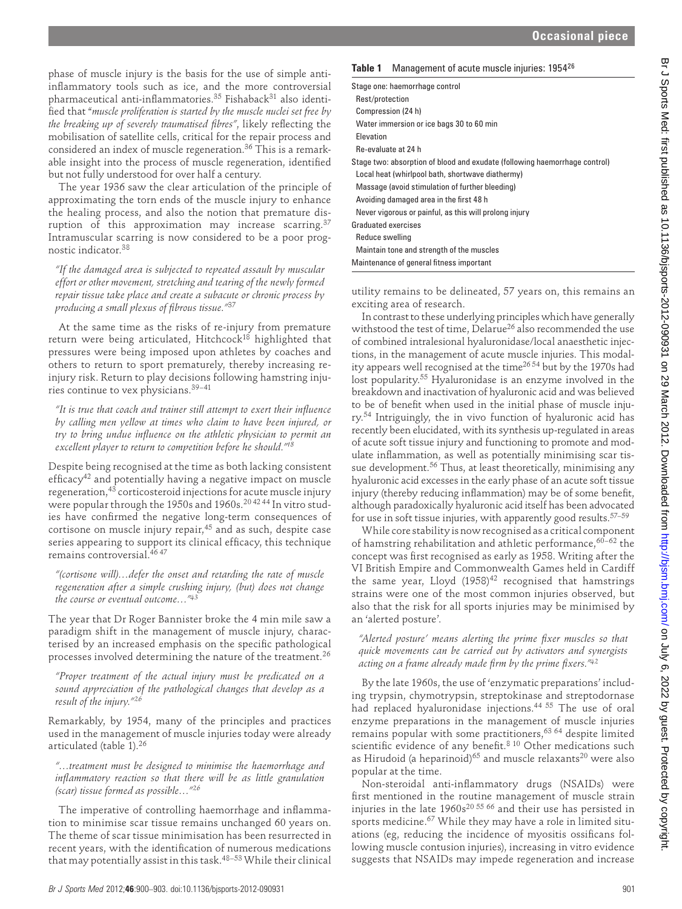phase of muscle injury is the basis for the use of simple anti-inflammatory tools such as ice, and the more controversial pharmaceutical anti-inflammatories.[35] Fishaback[31] also identified that "*muscle proliferation is started by the muscle nuclei set free by the breaking up of severely traumatised fibres*", likely reflecting the mobilisation of satellite cells, critical for the repair process and considered an index of muscle regeneration.[36] This is a remarkable insight into the process of muscle regeneration, identified but not fully understood for over half a century.

The year 1936 saw the clear articulation of the principle of approximating the torn ends of the muscle injury to enhance the healing process, and also the notion that premature disruption of this approximation may increase scarring.[37] Intramuscular scarring is now considered to be a poor prognostic indicator.[38]

*"If the damaged area is subjected to repeated assault by muscular effort or other movement, stretching and tearing of the newly formed repair tissue take place and create a subacute or chronic process by producing a small plexus of fibrous tissue."*[37]

At the same time as the risks of re-injury from premature return were being articulated, Hitchcock[18] highlighted that pressures were being imposed upon athletes by coaches and others to return to sport prematurely, thereby increasing re-injury risk. Return to play decisions following hamstring injuries continue to vex physicians.[39–41]

*"It is true that coach and trainer still attempt to exert their influence by calling men yellow at times who claim to have been injured, or try to bring undue influence on the athletic physician to permit an excellent player to return to competition before he should."*[18]

Despite being recognised at the time as both lacking consistent efficacy[42] and potentially having a negative impact on muscle regeneration,[43] corticosteroid injections for acute muscle injury were popular through the 1950s and 1960s.[20 42 44] In vitro studies have confirmed the negative long-term consequences of cortisone on muscle injury repair,[45] and as such, despite case series appearing to support its clinical efficacy, this technique remains controversial.[46 47]

*"(cortisone will)…defer the onset and retarding the rate of muscle regeneration after a simple crushing injury, (but) does not change the course or eventual outcome…"*[43]

The year that Dr Roger Bannister broke the 4 min mile saw a paradigm shift in the management of muscle injury, characterised by an increased emphasis on the specific pathological processes involved determining the nature of the treatment.[26]

*"Proper treatment of the actual injury must be predicated on a sound appreciation of the pathological changes that develop as a result of the injury."*[26]

Remarkably, by 1954, many of the principles and practices used in the management of muscle injuries today were already articulated (table 1).[26]

*"…treatment must be designed to minimise the haemorrhage and inflammatory reaction so that there will be as little granulation (scar) tissue formed as possible…"*[26]

The imperative of controlling haemorrhage and inflammation to minimise scar tissue remains unchanged 60 years on. The theme of scar tissue minimisation has been resurrected in recent years, with the identification of numerous medications that may potentially assist in this task.[48–53] While their clinical utility remains to be delineated, 57 years on, this remains an exciting area of research.

**Table 1** Management of acute muscle injuries: 1954[26]

| |
|---|
| Stage one: haemorrhage control |
| Rest/protection |
| Compression (24 h) |
| Water immersion or ice bags 30 to 60 min |
| Elevation |
| Re-evaluate at 24 h |
| Stage two: absorption of blood and exudate (following haemorrhage control) |
| Local heat (whirlpool bath, shortwave diathermy) |
| Massage (avoid stimulation of further bleeding) |
| Avoiding damaged area in the first 48 h |
| Never vigorous or painful, as this will prolong injury |
| Graduated exercises |
| Reduce swelling |
| Maintain tone and strength of the muscles |
| Maintenance of general fitness important |

In contrast to these underlying principles which have generally withstood the test of time, Delarue[26] also recommended the use of combined intralesional hyaluronidase/local anaesthetic injections, in the management of acute muscle injuries. This modality appears well recognised at the time[26 54] but by the 1970s had lost popularity.[55] Hyaluronidase is an enzyme involved in the breakdown and inactivation of hyaluronic acid and was believed to be of benefit when used in the initial phase of muscle injury.[54] Intriguingly, the in vivo function of hyaluronic acid has recently been elucidated, with its synthesis up-regulated in areas of acute soft tissue injury and functioning to promote and modulate inflammation, as well as potentially minimising scar tissue development.[56] Thus, at least theoretically, minimising any hyaluronic acid excesses in the early phase of an acute soft tissue injury (thereby reducing inflammation) may be of some benefit, although paradoxically hyaluronic acid itself has been advocated for use in soft tissue injuries, with apparently good results.[57–59]

While core stability is now recognised as a critical component of hamstring rehabilitation and athletic performance,[60–62] the concept was first recognised as early as 1958. Writing after the VI British Empire and Commonwealth Games held in Cardiff the same year, Lloyd (1958)[42] recognised that hamstrings strains were one of the most common injuries observed, but also that the risk for all sports injuries may be minimised by an 'alerted posture'.

*"Alerted posture' means alerting the prime fixer muscles so that quick movements can be carried out by activators and synergists acting on a frame already made firm by the prime fixers."*[42]

By the late 1960s, the use of 'enzymatic preparations' including trypsin, chymotrypsin, streptokinase and streptodornase had replaced hyaluronidase injections.[44 55] The use of oral enzyme preparations in the management of muscle injuries remains popular with some practitioners,[63 64] despite limited scientific evidence of any benefit.[8 10] Other medications such as Hirudoid (a heparinoid)[65] and muscle relaxants[20] were also popular at the time.

Non-steroidal anti-inflammatory drugs (NSAIDs) were first mentioned in the routine management of muscle strain injuries in the late 1960s[20 55 66] and their use has persisted in sports medicine.[67] While they may have a role in limited situations (eg, reducing the incidence of myositis ossificans following muscle contusion injuries), increasing in vitro evidence suggests that NSAIDs may impede regeneration and increase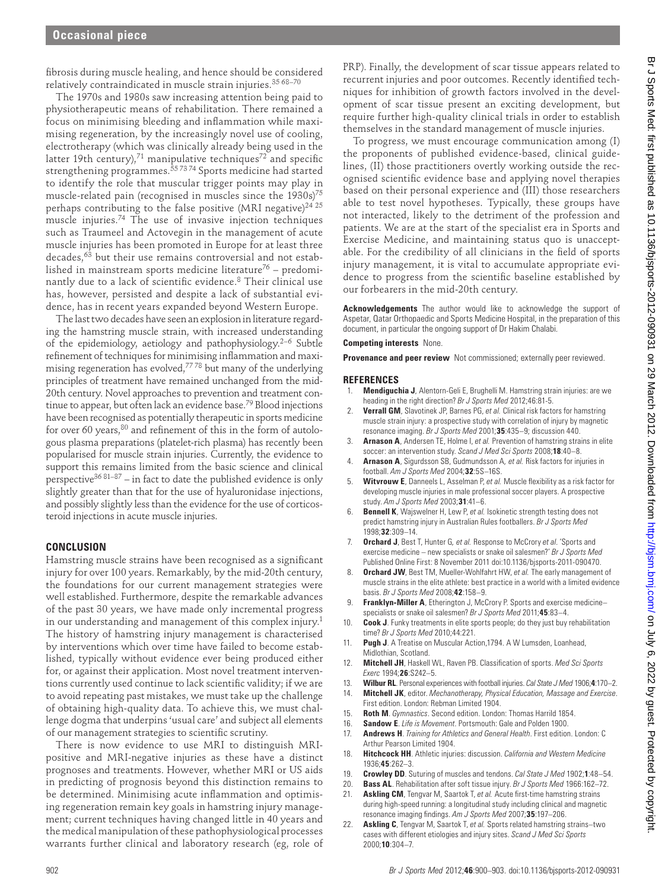fibrosis during muscle healing, and hence should be considered relatively contraindicated in muscle strain injuries.[35 68–70]

The 1970s and 1980s saw increasing attention being paid to physiotherapeutic means of rehabilitation. There remained a focus on minimising bleeding and inflammation while maximising regeneration, by the increasingly novel use of cooling, electrotherapy (which was clinically already being used in the latter 19th century),[71] manipulative techniques[72] and specific strengthening programmes.[55 73 74] Sports medicine had started to identify the role that muscular trigger points may play in muscle-related pain (recognised in muscles since the 1930s)[75] perhaps contributing to the false positive (MRI negative)[24 25] muscle injuries.[74] The use of invasive injection techniques such as Traumeel and Actovegin in the management of acute muscle injuries has been promoted in Europe for at least three decades,[63] but their use remains controversial and not established in mainstream sports medicine literature[76] – predominantly due to a lack of scientific evidence.[8] Their clinical use has, however, persisted and despite a lack of substantial evidence, has in recent years expanded beyond Western Europe.

The last two decades have seen an explosion in literature regarding the hamstring muscle strain, with increased understanding of the epidemiology, aetiology and pathophysiology.[2–6] Subtle refinement of techniques for minimising inflammation and maximising regeneration has evolved,[77 78] but many of the underlying principles of treatment have remained unchanged from the mid-20th century. Novel approaches to prevention and treatment continue to appear, but often lack an evidence base.[79] Blood injections have been recognised as potentially therapeutic in sports medicine for over 60 years,[80] and refinement of this in the form of autologous plasma preparations (platelet-rich plasma) has recently been popularised for muscle strain injuries. Currently, the evidence to support this remains limited from the basic science and clinical perspective[36 81–87] – in fact to date the published evidence is only slightly greater than that for the use of hyaluronidase injections, and possibly slightly less than the evidence for the use of corticosteroid injections in acute muscle injuries.

## CONCLUSION

Hamstring muscle strains have been recognised as a significant injury for over 100 years. Remarkably, by the mid-20th century, the foundations for our current management strategies were well established. Furthermore, despite the remarkable advances of the past 30 years, we have made only incremental progress in our understanding and management of this complex injury.[1] The history of hamstring injury management is characterised by interventions which over time have failed to become established, typically without evidence ever being produced either for, or against their application. Most novel treatment interventions currently used continue to lack scientific validity; if we are to avoid repeating past mistakes, we must take up the challenge of obtaining high-quality data. To achieve this, we must challenge dogma that underpins 'usual care' and subject all elements of our management strategies to scientific scrutiny.

There is now evidence to use MRI to distinguish MRI-positive and MRI-negative injuries as these have a distinct prognoses and treatments. However, whether MRI or US aids in predicting of prognosis beyond this distinction remains to be determined. Minimising acute inflammation and optimising regeneration remain key goals in hamstring injury management; current techniques having changed little in 40 years and the medical manipulation of these pathophysiological processes warrants further clinical and laboratory research (eg, role of PRP). Finally, the development of scar tissue appears related to recurrent injuries and poor outcomes. Recently identified techniques for inhibition of growth factors involved in the development of scar tissue present an exciting development, but require further high-quality clinical trials in order to establish themselves in the standard management of muscle injuries.

To progress, we must encourage communication among (I) the proponents of published evidence-based, clinical guidelines, (II) those practitioners overtly working outside the recognised scientific evidence base and applying novel therapies based on their personal experience and (III) those researchers able to test novel hypotheses. Typically, these groups have not interacted, likely to the detriment of the profession and patients. We are at the start of the specialist era in Sports and Exercise Medicine, and maintaining status quo is unacceptable. For the credibility of all clinicians in the field of sports injury management, it is vital to accumulate appropriate evidence to progress from the scientific baseline established by our forbearers in the mid-20th century.

**Acknowledgements** The author would like to acknowledge the support of Aspetar, Qatar Orthopaedic and Sports Medicine Hospital, in the preparation of this document, in particular the ongoing support of Dr Hakim Chalabi.

**Competing interests** None.

**Provenance and peer review** Not commissioned; externally peer reviewed.

## REFERENCES

1. **Mendiguchia J**, Alentorn-Geli E, Brughelli M. Hamstring strain injuries: are we heading in the right direction? *Br J Sports Med* 2012;46:81-5.
2. **Verrall GM**, Slavotinek JP, Barnes PG, *et al.* Clinical risk factors for hamstring muscle strain injury: a prospective study with correlation of injury by magnetic resonance imaging. *Br J Sports Med* 2001;**35**:435–9; discussion 440.
3. **Arnason A**, Andersen TE, Holme I, *et al.* Prevention of hamstring strains in elite soccer: an intervention study. *Scand J Med Sci Sports* 2008;**18**:40–8.
4. **Arnason A**, Sigurdsson SB, Gudmundsson A, *et al.* Risk factors for injuries in football. *Am J Sports Med* 2004;**32**:5S–16S.
5. **Witvrouw E**, Danneels L, Asselman P, *et al.* Muscle flexibility as a risk factor for developing muscle injuries in male professional soccer players. A prospective study. *Am J Sports Med* 2003;**31**:41–6.
6. **Bennell K**, Wajswelner H, Lew P, *et al.* Isokinetic strength testing does not predict hamstring injury in Australian Rules footballers. *Br J Sports Med* 1998;**32**:309–14.
7. **Orchard J**, Best T, Hunter G, *et al.* Response to McCrory *et al*. 'Sports and exercise medicine – new specialists or snake oil salesmen?' *Br J Sports Med* Published Online First: 8 November 2011 doi:10.1136/bjsports-2011-090470.
8. **Orchard JW**, Best TM, Mueller-Wohlfahrt HW, *et al.* The early management of muscle strains in the elite athlete: best practice in a world with a limited evidence basis. *Br J Sports Med* 2008;**42**:158–9.
9. **Franklyn-Miller A**, Etherington J, McCrory P. Sports and exercise medicine–specialists or snake oil salesmen? *Br J Sports Med* 2011;**45**:83–4.
10. **Cook J**. Funky treatments in elite sports people; do they just buy rehabilitation time? *Br J Sports Med* 2010;44:221.
11. **Pugh J**. A Treatise on Muscular Action,1794. A W Lumsden, Loanhead, Midlothian, Scotland.
12. **Mitchell JH**, Haskell WL, Raven PB. Classification of sports. *Med Sci Sports Exerc* 1994;**26**:S242–5.
13. **Wilbur RL**. Personal experiences with football injuries. *Cal State J Med* 1906;**4**:170–2.
14. **Mitchell JK**, editor. *Mechanotherapy, Physical Education, Massage and Exercise*. First edition. London: Rebman Limited 1904.
15. **Roth M**. *Gymnastics*. Second edition. London: Thomas Harrild 1854.
16. **Sandow E**. *Life is Movement*. Portsmouth: Gale and Polden 1900.
17. **Andrews H**. *Training for Athletics and General Health*. First edition. London: C Arthur Pearson Limited 1904.
18. **Hitchcock HH**. Athletic injuries: discussion. *California and Western Medicine* 1936;**45**:262–3.
19. **Crowley DD**. Suturing of muscles and tendons. *Cal State J Med* 1902;**1**:48–54.
20. **Bass AL**. Rehabilitation after soft tissue injury. *Br J Sports Med* 1966:162–72.
21. **Askling CM**, Tengvar M, Saartok T, *et al.* Acute first-time hamstring strains during high-speed running: a longitudinal study including clinical and magnetic resonance imaging findings. *Am J Sports Med* 2007;**35**:197–206.
22. **Askling C**, Tengvar M, Saartok T, *et al.* Sports related hamstring strains–two cases with different etiologies and injury sites. *Scand J Med Sci Sports* 2000;**10**:304–7.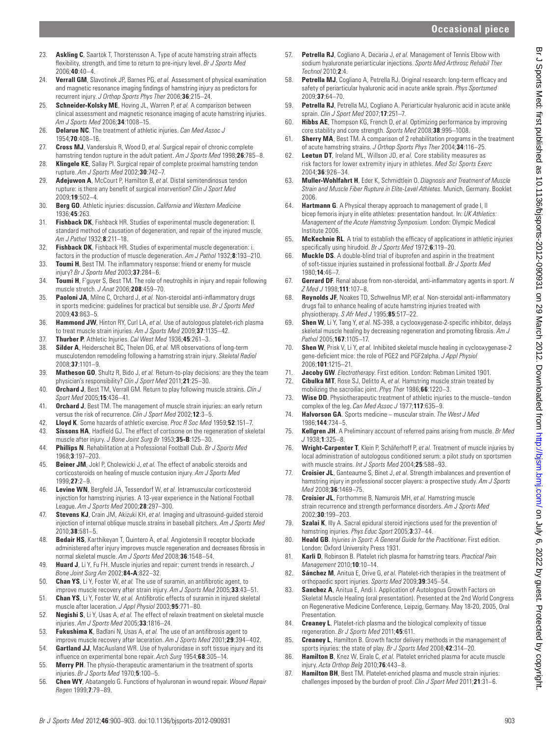23. **Askling C**, Saartok T, Thorstensson A. Type of acute hamstring strain affects flexibility, strength, and time to return to pre-injury level. *Br J Sports Med* 2006;**40**:40–4.
24. **Verrall GM**, Slavotinek JP, Barnes PG, *et al.* Assessment of physical examination and magnetic resonance imaging findings of hamstring injury as predictors for recurrent injury. *J Orthop Sports Phys Ther* 2006;**36**:215–24.
25. **Schneider-Kolsky ME**, Hoving JL, Warren P, *et al.* A comparison between clinical assessment and magnetic resonance imaging of acute hamstring injuries. *Am J Sports Med* 2006;**34**:1008–15.
26. **Delarue NC**. The treatment of athletic injuries. *Can Med Assoc J* 1954;**70**:408–16.
27. **Cross MJ**, Vandersluis R, Wood D, *et al.* Surgical repair of chronic complete hamstring tendon rupture in the adult patient. *Am J Sports Med* 1998;**26**:785–8.
28. **Klingele KE**, Sallay PI. Surgical repair of complete proximal hamstring tendon rupture. *Am J Sports Med* 2002;**30**:742–7.
29. **Adejuwon A**, McCourt P, Hamilton B, *et al.* Distal semitendinosus tendon rupture: is there any benefit of surgical intervention? *Clin J Sport Med* 2009;**19**:502–4.
30. **Berg GO**. Athletic injuries: discussion. *California and Western Medicine* 1936;**45**:263.
31. **Fishback DK**, Fishback HR. Studies of experimental muscle degeneration: II. standard method of causation of degeneration, and repair of the injured muscle. *Am J Pathol* 1932;**8**:211–18.
32. **Fishback DK**, Fishback HR. Studies of experimental muscle degeneration: i. factors in the production of muscle degeneration. *Am J Pathol* 1932;**8**:193–210.
33. **Toumi H**, Best TM. The inflammatory response: friend or enemy for muscle injury? *Br J Sports Med* 2003;**37**:284–6.
34. **Toumi H**, F'guyer S, Best TM. The role of neutrophils in injury and repair following muscle stretch. *J Anat* 2006;**208**:459–70.
35. **Paoloni JA**, Milne C, Orchard J, *et al.* Non-steroidal anti-inflammatory drugs in sports medicine: guidelines for practical but sensible use. *Br J Sports Med* 2009;**43**:863–5.
36. **Hammond JW**, Hinton RY, Curl LA, *et al.* Use of autologous platelet-rich plasma to treat muscle strain injuries. *Am J Sports Med* 2009;**37**:1135–42.
37. **Thurber P**. Athletic Injuries. *Cal West Med* 1936;**45**:261–3.
38. **Silder A**, Heiderscheit BC, Thelen DG, *et al.* MR observations of long-term musculotendon remodeling following a hamstring strain injury. *Skeletal Radiol* 2008;**37**:1101–9.
39. **Matheson GO**, Shultz R, Bido J, *et al.* Return-to-play decisions: are they the team physician's responsibility? *Clin J Sport Med* 2011;**21**:25–30.
40. **Orchard J**, Best TM, Verrall GM. Return to play following muscle strains. *Clin J Sport Med* 2005;**15**:436–41.
41. **Orchard J**, Best TM. The management of muscle strain injuries: an early return versus the risk of recurrence. *Clin J Sport Med* 2002;**12**:3–5.
42. **Lloyd K**. Some hazards of athletic exercise. *Proc R Soc Med* 1959;**52**:151–7.
43. **Sissons HA**, Hadfield GJ. The effect of cortisone on the regeneration of skeletal muscle after injury. *J Bone Joint Surg Br* 1953;**35-B**:125–30.
44. **Phillips N**. Rehabilitation at a Professional Football Club. *Br J Sports Med* 1968;**3**:197–203.
45. **Beiner JM**, Jokl P, Cholewicki J, *et al.* The effect of anabolic steroids and corticosteroids on healing of muscle contusion injury. *Am J Sports Med* 1999;**27**:2–9.
46. **Levine WN**, Bergfeld JA, Tessendorf W, *et al.* Intramuscular corticosteroid injection for hamstring injuries. A 13-year experience in the National Football League. *Am J Sports Med* 2000;**28**:297–300.
47. **Stevens KJ**, Crain JM, Akizuki KH, *et al.* Imaging and ultrasound-guided steroid injection of internal oblique muscle strains in baseball pitchers. *Am J Sports Med* 2010;**38**:581–5.
48. **Bedair HS**, Karthikeyan T, Quintero A, *et al.* Angiotensin II receptor blockade administered after injury improves muscle regeneration and decreases fibrosis in normal skeletal muscle. *Am J Sports Med* 2008;**36**:1548–54.
49. **Huard J**, Li Y, Fu FH. Muscle injuries and repair: current trends in research. *J Bone Joint Surg Am* 2002;**84-A**:822–32.
50. **Chan YS**, Li Y, Foster W, *et al.* The use of suramin, an antifibrotic agent, to improve muscle recovery after strain injury. *Am J Sports Med* 2005;**33**:43–51.
51. **Chan YS**, Li Y, Foster W, *et al.* Antifibrotic effects of suramin in injured skeletal muscle after laceration. *J Appl Physiol* 2003;**95**:771–80.
52. **Negishi S**, Li Y, Usas A, *et al.* The effect of relaxin treatment on skeletal muscle injuries. *Am J Sports Med* 2005;**33**:1816–24.
53. **Fukushima K**, Badlani N, Usas A, *et al.* The use of an antifibrosis agent to improve muscle recovery after laceration. *Am J Sports Med* 2001;**29**:394–402.
54. **Gartland JJ**, MacAusland WR. Use of hyaluronidase in soft tissue injury and its influence on experimental bone repair. *Arch Surg* 1954;**68**:305–14.
55. **Merry PH**. The physio-therapeutic aramentarium in the treatment of sports injuries. *Br J Sports Med* 1970;**5**:100–5.
56. **Chen WY**, Abatangelo G. Functions of hyaluronan in wound repair. *Wound Repair Regen* 1999;**7**:79–89.
57. **Petrella RJ**, Cogliano A, Decaria J, *et al.* Management of Tennis Elbow with sodium hyaluronate periarticular injections. *Sports Med Arthrosc Rehabil Ther Technol* 2010;**2**:4.
58. **Petrella MJ**, Cogliano A, Petrella RJ. Original research: long-term efficacy and safety of periarticular hyaluronic acid in acute ankle sprain. *Phys Sportsmed* 2009;**37**:64–70.
59. **Petrella RJ**, Petrella MJ, Cogliano A. Periarticular hyaluronic acid in acute ankle sprain. *Clin J Sport Med* 2007;**17**:251–7.
60. **Hibbs AE**, Thompson KG, French D, *et al.* Optimizing performance by improving core stability and core strength. *Sports Med* 2008;**38**:995–1008.
61. **Sherry MA**, Best TM. A comparison of 2 rehabilitation programs in the treatment of acute hamstring strains. *J Orthop Sports Phys Ther* 2004;**34**:116–25.
62. **Leetun DT**, Ireland ML, Willson JD, *et al.* Core stability measures as risk factors for lower extremity injury in athletes. *Med Sci Sports Exerc* 2004;**36**:926–34.
63. **Muller-Wohlfahrt H**, Eder K, Schmidtlein O. *Diagnosis and Treatment of Muscle Strain and Muscle Fiber Rupture in Elite-Level Athletes*. Munich, Germany. Booklet 2006.
64. **Hartmann G**. A Physical therapy approach to management of grade I, II bicep femoris injury in elite athletes: presentation handout. In: *UK Athletics: Management of the Acute Hamstring Symposium*. London: Olympic Medical Institute 2006.
65. **McKechnie RL**. A trial to establish the efficacy of applications in athletic injuries specifically using hirudoid. *Br J Sports Med* 1972;**6**:119–20.
66. **Muckle DS**. A double-blind trial of ibuprofen and aspirin in the treatment of soft-tissue injuries sustained in professional football. *Br J Sports Med* 1980;**14**:46–7.
67. **Gerrard DF**. Renal abuse from non-steroidal, anti-inflammatory agents in sport. *N Z Med J* 1998;**111**:107–8.
68. **Reynolds JF**, Noakes TD, Schwellnus MP, *et al.* Non-steroidal anti-inflammatory drugs fail to enhance healing of acute hamstring injuries treated with physiotherapy. *S Afr Med J* 1995;**85**:517–22.
69. **Shen W**, Li Y, Tang Y, *et al.* NS-398, a cyclooxygenase-2-specific inhibitor, delays skeletal muscle healing by decreasing regeneration and promoting fibrosis. *Am J Pathol* 2005;**167**:1105–17.
70. **Shen W**, Prisk V, Li Y, *et al.* Inhibited skeletal muscle healing in cyclooxygenase-2 gene-deficient mice: the role of PGE2 and PGF2alpha. *J Appl Physiol* 2006;**101**:1215–21.
71. **Jacoby GW**. *Electrotherapy*. First edition. London: Rebman Limited 1901.
72. **Cibulka MT**, Rose SJ, Delitto A, *et al.* Hamstring muscle strain treated by mobilizing the sacroiliac joint. *Phys Ther* 1986;**66**:1220–3.
73. **Wise DD**. Physiotherapeutic treatment of athletic injuries to the muscle–tendon complex of the leg. *Can Med Assoc J* 1977;**117**:635–9.
74. **Halvorson GA**. Sports medicine – muscular strain. *The West J Med* 1986;**144**:734–5.
75. **Kellgren JH**. A Preliminary account of referred pains arising from muscle. *Br Med J* 1938;**1**:325–8.
76. **Wright-Carpenter T**, Klein P, Schäferhoff P, *et al.* Treatment of muscle injuries by local administration of autologous conditioned serum: a pilot study on sportsmen with muscle strains. *Int J Sports Med* 2004;**25**:588–93.
77. **Croisier JL**, Ganteaume S, Binet J, *et al.* Strength imbalances and prevention of hamstring injury in professional soccer players: a prospective study. *Am J Sports Med* 2008;**36**:1469–75.
78. **Croisier JL**, Forthomme B, Namurois MH, *et al.* Hamstring muscle strain recurrence and strength performance disorders. *Am J Sports Med* 2002;**30**:199–203.
79. **Szalai K**, Illy A. Sacral epidural steroid injections used for the prevention of hamstring injuries. *Phys Educ Sport* 2005;**3**:37–44.
80. **Heald GB**. *Injuries in Sport: A General Guide for the Practitioner*. First edition. London: Oxford University Press 1931.
81. **Karli D**, Robinson B. Platelet rich plasma for hamstring tears. *Practical Pain Management* 2010;**10**:10–14.
82. **Sánchez M**, Anitua E, Orive G, *et al.* Platelet-rich therapies in the treatment of orthopaedic sport injuries. *Sports Med* 2009;**39**:345–54.
83. **Sanchez A**, Anitua E, Andi I. Application of Autologous Growth Factors on Skeletal Muscle Healing (oral presentation). Presented at the 2nd World Congress on Regenerative Medicine Conference, Leipzig, Germany. May 18-20, 2005, Oral Presentation.
84. **Creaney L**. Platelet-rich plasma and the biological complexity of tissue regeneration. *Br J Sports Med* 2011;**45**:611.
85. **Creaney L**, Hamilton B. Growth factor delivery methods in the management of sports injuries: the state of play. *Br J Sports Med* 2008;**42**:314–20.
86. **Hamilton B**, Knez W, Eirale C, *et al.* Platelet enriched plasma for acute muscle injury. *Acta Orthop Belg* 2010;**76**:443–8.
87. **Hamilton BH**, Best TM. Platelet-enriched plasma and muscle strain injuries: challenges imposed by the burden of proof. *Clin J Sport Med* 2011;**21**:31–6.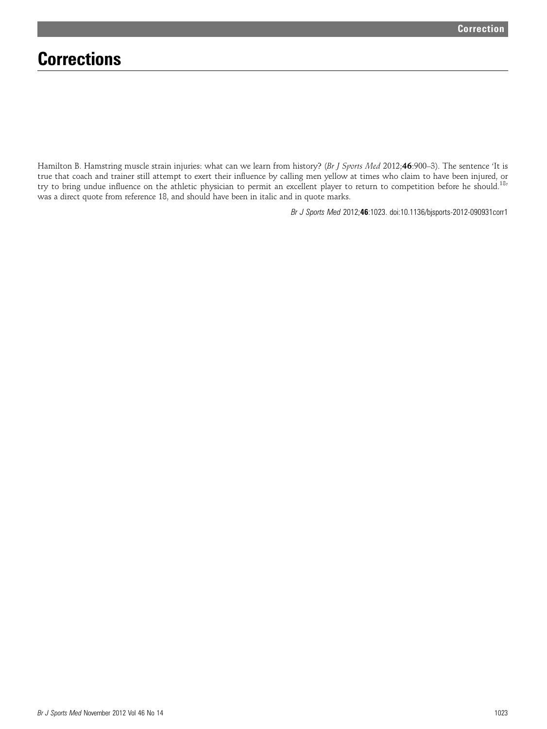# Corrections

Hamilton B. Hamstring muscle strain injuries: what can we learn from history? (*Br J Sports Med* 2012;**46**:900–3). The sentence 'It is true that coach and trainer still attempt to exert their influence by calling men yellow at times who claim to have been injured, or try to bring undue influence on the athletic physician to permit an excellent player to return to competition before he should.[18]' was a direct quote from reference 18, and should have been in italic and in quote marks.

*Br J Sports Med* 2012;**46**:1023. doi:10.1136/bjsports-2012-090931corr1